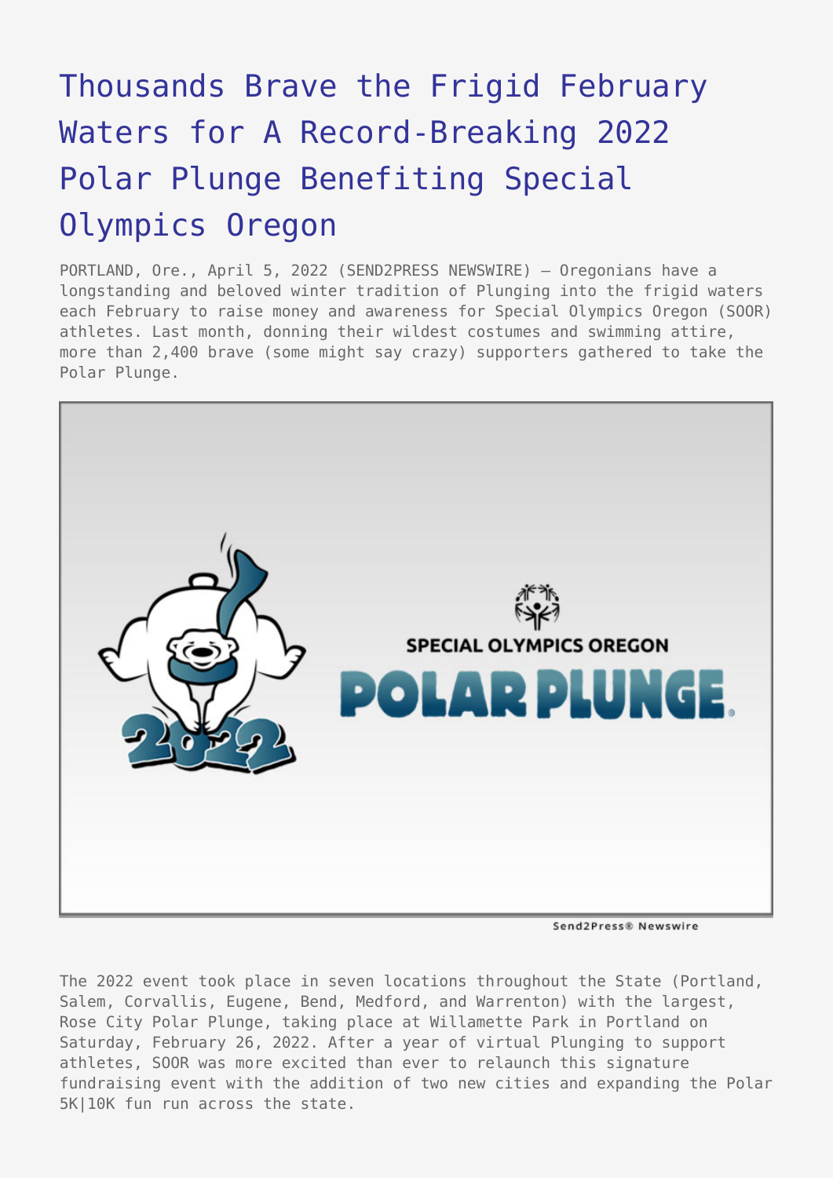# Thousands Brave the Frigid February Waters for A Record-Breaking 2022 Polar Plunge Benefiting Special Olympics Oregon

PORTLAND, Ore., April 5, 2022 (SEND2PRESS NEWSWIRE) — Oregonians have a longstanding and beloved winter tradition of Plunging into the frigid waters each February to raise money and awareness for Special Olympics Oregon (SOOR) athletes. Last month, donning their wildest costumes and swimming attire, more than 2,400 brave (some might say crazy) supporters gathered to take the Polar Plunge.

The 2022 event took place in seven locations throughout the State (Portland, Salem, Corvallis, Eugene, Bend, Medford, and Warrenton) with the largest, Rose City Polar Plunge, taking place at Willamette Park in Portland on Saturday, February 26, 2022. After a year of virtual Plunging to support athletes, SOOR was more excited than ever to relaunch this signature fundraising event with the addition of two new cities and expanding the Polar 5K|10K fun run across the state.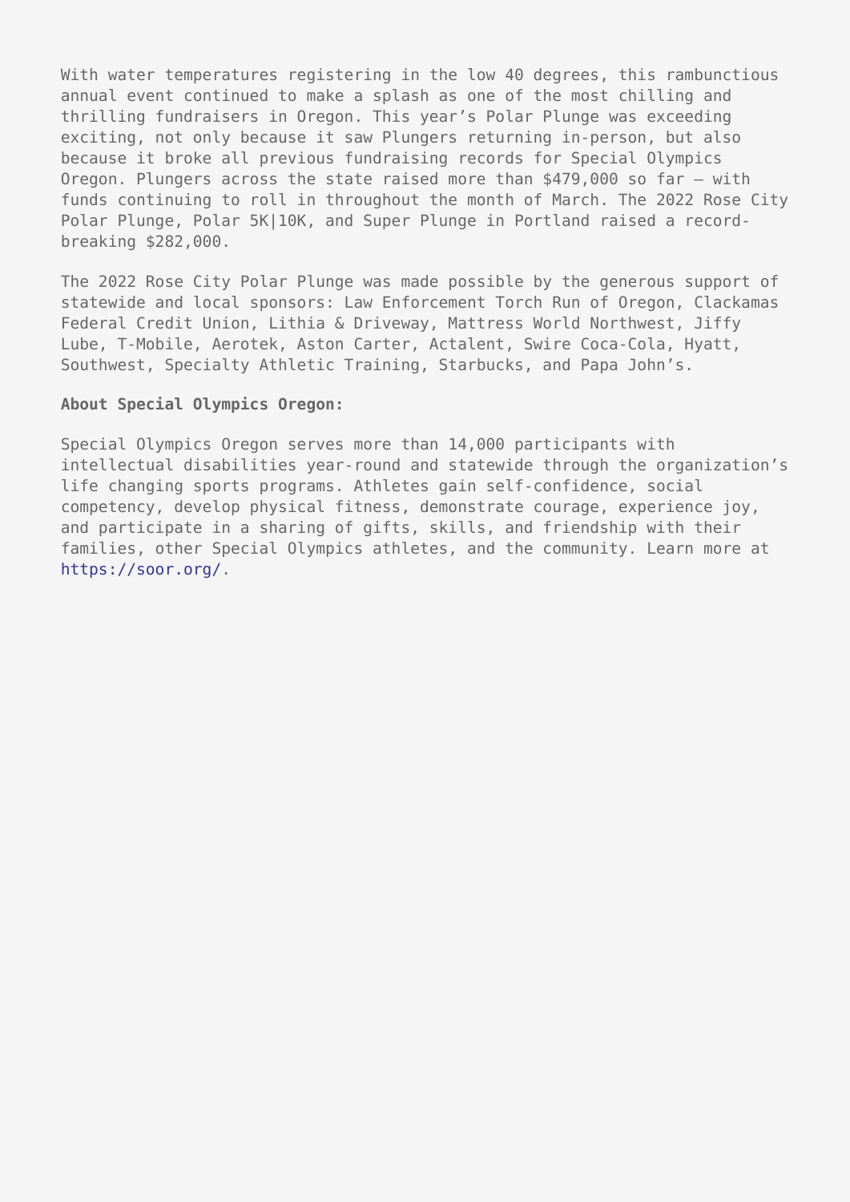With water temperatures registering in the low 40 degrees, this rambunctious annual event continued to make a splash as one of the most chilling and thrilling fundraisers in Oregon. This year's Polar Plunge was exceeding exciting, not only because it saw Plungers returning in-person, but also because it broke all previous fundraising records for Special Olympics Oregon. Plungers across the state raised more than $479,000 so far – with funds continuing to roll in throughout the month of March. The 2022 Rose City Polar Plunge, Polar 5K|10K, and Super Plunge in Portland raised a record-breaking $282,000.

The 2022 Rose City Polar Plunge was made possible by the generous support of statewide and local sponsors: Law Enforcement Torch Run of Oregon, Clackamas Federal Credit Union, Lithia & Driveway, Mattress World Northwest, Jiffy Lube, T-Mobile, Aerotek, Aston Carter, Actalent, Swire Coca-Cola, Hyatt, Southwest, Specialty Athletic Training, Starbucks, and Papa John's.

**About Special Olympics Oregon:**

Special Olympics Oregon serves more than 14,000 participants with intellectual disabilities year-round and statewide through the organization's life changing sports programs. Athletes gain self-confidence, social competency, develop physical fitness, demonstrate courage, experience joy, and participate in a sharing of gifts, skills, and friendship with their families, other Special Olympics athletes, and the community. Learn more at https://soor.org/.